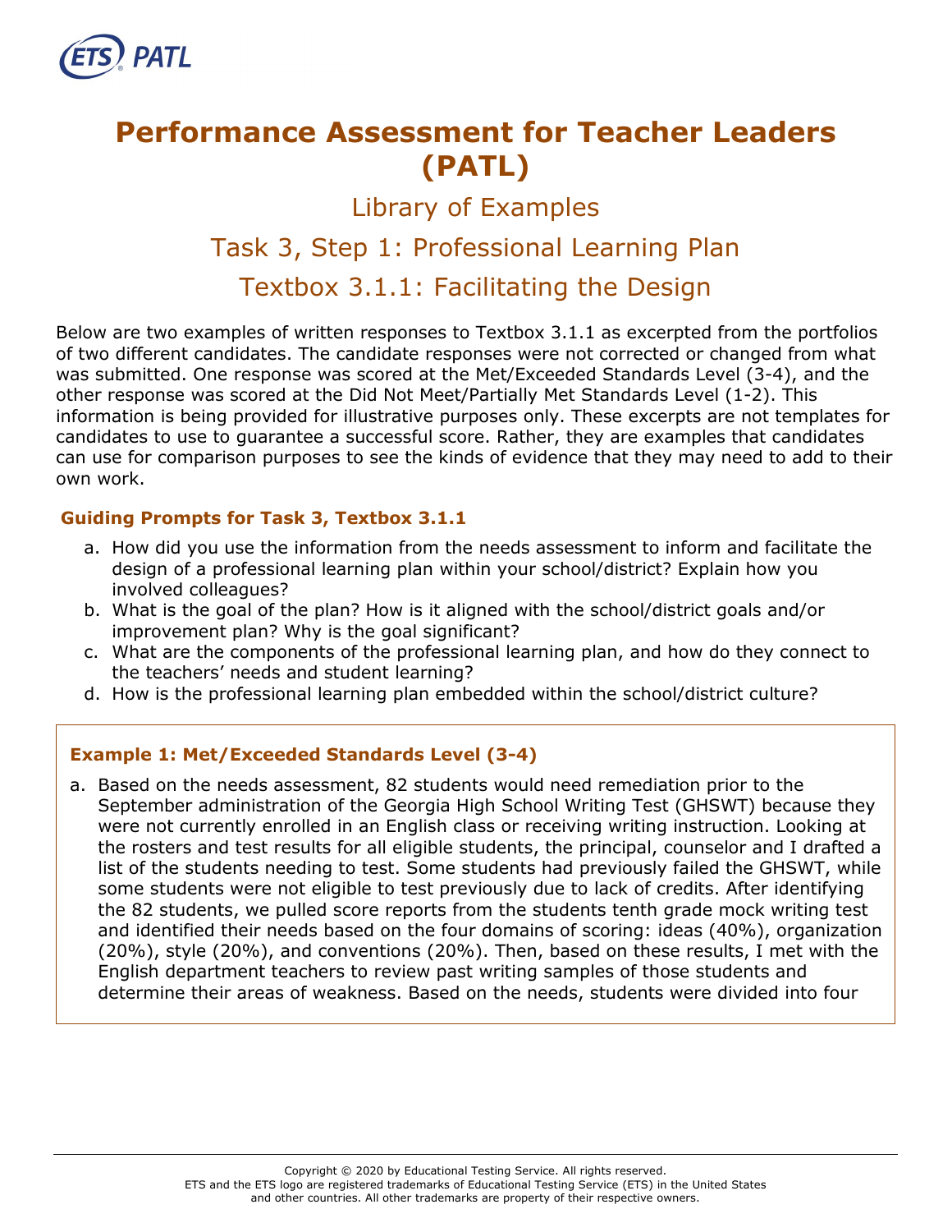# Performance Assessment for Teacher Leaders (PATL)

## Library of Examples

## Task 3, Step 1: Professional Learning Plan

## Textbox 3.1.1: Facilitating the Design

Below are two examples of written responses to Textbox 3.1.1 as excerpted from the portfolios of two different candidates. The candidate responses were not corrected or changed from what was submitted. One response was scored at the Met/Exceeded Standards Level (3-4), and the other response was scored at the Did Not Meet/Partially Met Standards Level (1-2). This information is being provided for illustrative purposes only. These excerpts are not templates for candidates to use to guarantee a successful score. Rather, they are examples that candidates can use for comparison purposes to see the kinds of evidence that they may need to add to their own work.

### Guiding Prompts for Task 3, Textbox 3.1.1

a. How did you use the information from the needs assessment to inform and facilitate the design of a professional learning plan within your school/district? Explain how you involved colleagues?
b. What is the goal of the plan? How is it aligned with the school/district goals and/or improvement plan? Why is the goal significant?
c. What are the components of the professional learning plan, and how do they connect to the teachers' needs and student learning?
d. How is the professional learning plan embedded within the school/district culture?

### Example 1: Met/Exceeded Standards Level (3-4)

a. Based on the needs assessment, 82 students would need remediation prior to the September administration of the Georgia High School Writing Test (GHSWT) because they were not currently enrolled in an English class or receiving writing instruction. Looking at the rosters and test results for all eligible students, the principal, counselor and I drafted a list of the students needing to test. Some students had previously failed the GHSWT, while some students were not eligible to test previously due to lack of credits. After identifying the 82 students, we pulled score reports from the students tenth grade mock writing test and identified their needs based on the four domains of scoring: ideas (40%), organization (20%), style (20%), and conventions (20%). Then, based on these results, I met with the English department teachers to review past writing samples of those students and determine their areas of weakness. Based on the needs, students were divided into four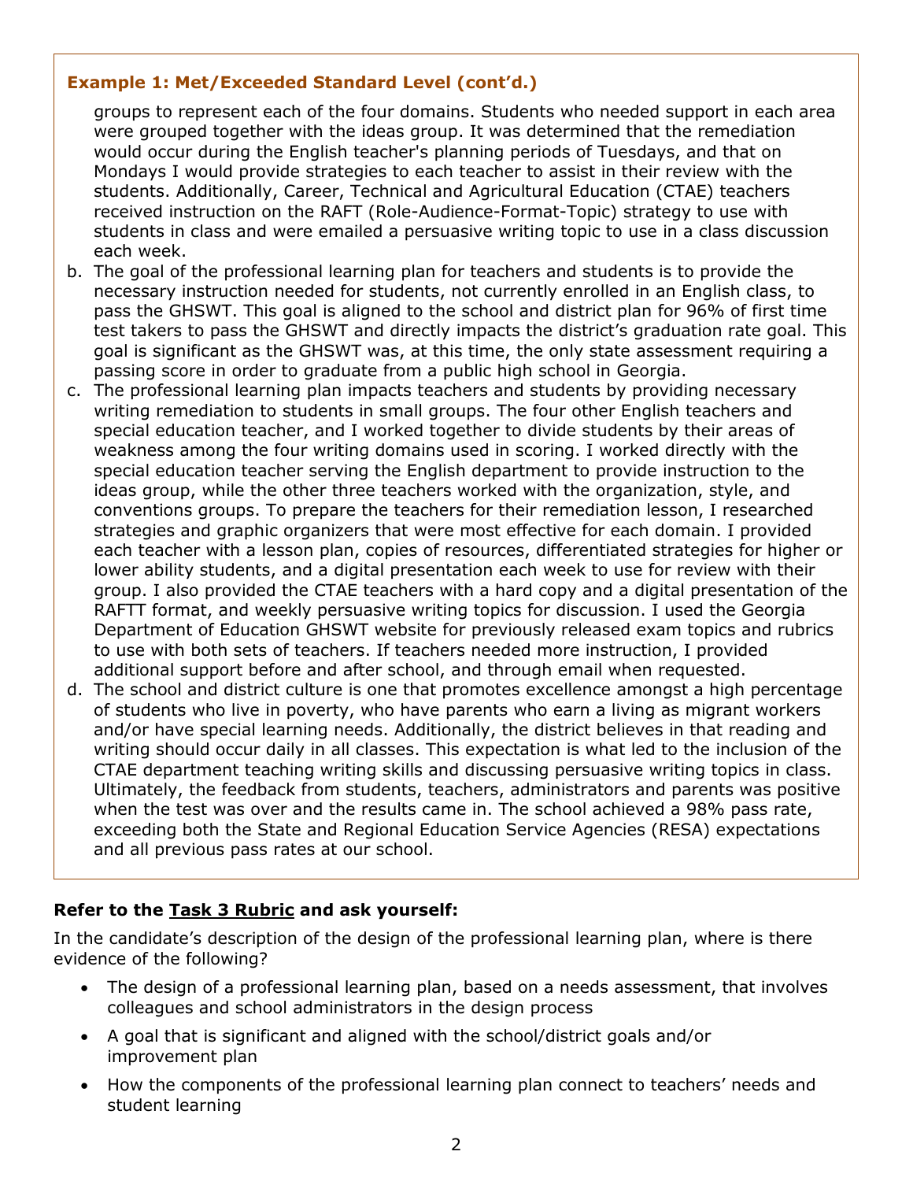**Example 1: Met/Exceeded Standard Level (cont'd.)**

groups to represent each of the four domains. Students who needed support in each area were grouped together with the ideas group. It was determined that the remediation would occur during the English teacher's planning periods of Tuesdays, and that on Mondays I would provide strategies to each teacher to assist in their review with the students. Additionally, Career, Technical and Agricultural Education (CTAE) teachers received instruction on the RAFT (Role-Audience-Format-Topic) strategy to use with students in class and were emailed a persuasive writing topic to use in a class discussion each week.

b. The goal of the professional learning plan for teachers and students is to provide the necessary instruction needed for students, not currently enrolled in an English class, to pass the GHSWT. This goal is aligned to the school and district plan for 96% of first time test takers to pass the GHSWT and directly impacts the district's graduation rate goal. This goal is significant as the GHSWT was, at this time, the only state assessment requiring a passing score in order to graduate from a public high school in Georgia.

c. The professional learning plan impacts teachers and students by providing necessary writing remediation to students in small groups. The four other English teachers and special education teacher, and I worked together to divide students by their areas of weakness among the four writing domains used in scoring. I worked directly with the special education teacher serving the English department to provide instruction to the ideas group, while the other three teachers worked with the organization, style, and conventions groups. To prepare the teachers for their remediation lesson, I researched strategies and graphic organizers that were most effective for each domain. I provided each teacher with a lesson plan, copies of resources, differentiated strategies for higher or lower ability students, and a digital presentation each week to use for review with their group. I also provided the CTAE teachers with a hard copy and a digital presentation of the RAFTT format, and weekly persuasive writing topics for discussion. I used the Georgia Department of Education GHSWT website for previously released exam topics and rubrics to use with both sets of teachers. If teachers needed more instruction, I provided additional support before and after school, and through email when requested.

d. The school and district culture is one that promotes excellence amongst a high percentage of students who live in poverty, who have parents who earn a living as migrant workers and/or have special learning needs. Additionally, the district believes in that reading and writing should occur daily in all classes. This expectation is what led to the inclusion of the CTAE department teaching writing skills and discussing persuasive writing topics in class. Ultimately, the feedback from students, teachers, administrators and parents was positive when the test was over and the results came in. The school achieved a 98% pass rate, exceeding both the State and Regional Education Service Agencies (RESA) expectations and all previous pass rates at our school.

**Refer to the Task 3 Rubric and ask yourself:**

In the candidate's description of the design of the professional learning plan, where is there evidence of the following?

- The design of a professional learning plan, based on a needs assessment, that involves colleagues and school administrators in the design process
- A goal that is significant and aligned with the school/district goals and/or improvement plan
- How the components of the professional learning plan connect to teachers' needs and student learning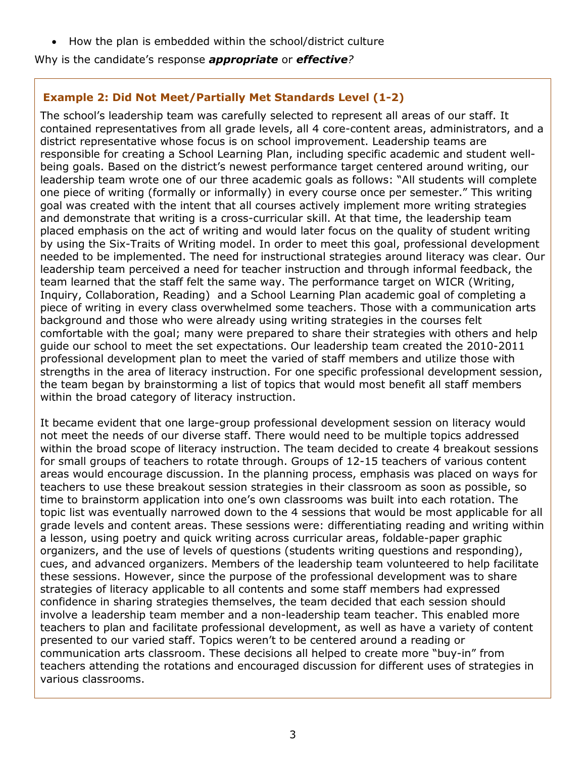- How the plan is embedded within the school/district culture

Why is the candidate's response ***appropriate*** or ***effective****?*

### Example 2: Did Not Meet/Partially Met Standards Level (1-2)

The school's leadership team was carefully selected to represent all areas of our staff. It contained representatives from all grade levels, all 4 core-content areas, administrators, and a district representative whose focus is on school improvement. Leadership teams are responsible for creating a School Learning Plan, including specific academic and student well-being goals. Based on the district's newest performance target centered around writing, our leadership team wrote one of our three academic goals as follows: "All students will complete one piece of writing (formally or informally) in every course once per semester." This writing goal was created with the intent that all courses actively implement more writing strategies and demonstrate that writing is a cross-curricular skill. At that time, the leadership team placed emphasis on the act of writing and would later focus on the quality of student writing by using the Six-Traits of Writing model. In order to meet this goal, professional development needed to be implemented. The need for instructional strategies around literacy was clear. Our leadership team perceived a need for teacher instruction and through informal feedback, the team learned that the staff felt the same way. The performance target on WICR (Writing, Inquiry, Collaboration, Reading) and a School Learning Plan academic goal of completing a piece of writing in every class overwhelmed some teachers. Those with a communication arts background and those who were already using writing strategies in the courses felt comfortable with the goal; many were prepared to share their strategies with others and help guide our school to meet the set expectations. Our leadership team created the 2010-2011 professional development plan to meet the varied of staff members and utilize those with strengths in the area of literacy instruction. For one specific professional development session, the team began by brainstorming a list of topics that would most benefit all staff members within the broad category of literacy instruction.

It became evident that one large-group professional development session on literacy would not meet the needs of our diverse staff. There would need to be multiple topics addressed within the broad scope of literacy instruction. The team decided to create 4 breakout sessions for small groups of teachers to rotate through. Groups of 12-15 teachers of various content areas would encourage discussion. In the planning process, emphasis was placed on ways for teachers to use these breakout session strategies in their classroom as soon as possible, so time to brainstorm application into one's own classrooms was built into each rotation. The topic list was eventually narrowed down to the 4 sessions that would be most applicable for all grade levels and content areas. These sessions were: differentiating reading and writing within a lesson, using poetry and quick writing across curricular areas, foldable-paper graphic organizers, and the use of levels of questions (students writing questions and responding), cues, and advanced organizers. Members of the leadership team volunteered to help facilitate these sessions. However, since the purpose of the professional development was to share strategies of literacy applicable to all contents and some staff members had expressed confidence in sharing strategies themselves, the team decided that each session should involve a leadership team member and a non-leadership team teacher. This enabled more teachers to plan and facilitate professional development, as well as have a variety of content presented to our varied staff. Topics weren't to be centered around a reading or communication arts classroom. These decisions all helped to create more "buy-in" from teachers attending the rotations and encouraged discussion for different uses of strategies in various classrooms.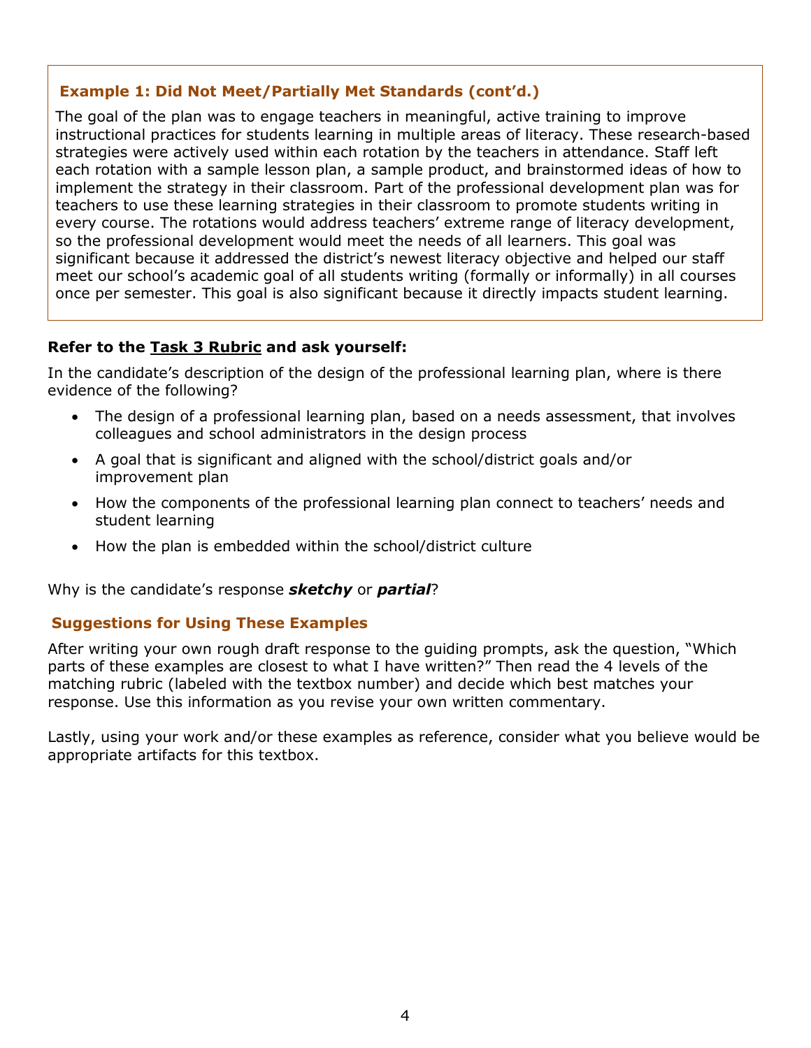### Example 1: Did Not Meet/Partially Met Standards (cont'd.)

The goal of the plan was to engage teachers in meaningful, active training to improve instructional practices for students learning in multiple areas of literacy. These research-based strategies were actively used within each rotation by the teachers in attendance. Staff left each rotation with a sample lesson plan, a sample product, and brainstormed ideas of how to implement the strategy in their classroom. Part of the professional development plan was for teachers to use these learning strategies in their classroom to promote students writing in every course. The rotations would address teachers' extreme range of literacy development, so the professional development would meet the needs of all learners. This goal was significant because it addressed the district's newest literacy objective and helped our staff meet our school's academic goal of all students writing (formally or informally) in all courses once per semester. This goal is also significant because it directly impacts student learning.

**Refer to the Task 3 Rubric and ask yourself:**

In the candidate's description of the design of the professional learning plan, where is there evidence of the following?

- The design of a professional learning plan, based on a needs assessment, that involves colleagues and school administrators in the design process
- A goal that is significant and aligned with the school/district goals and/or improvement plan
- How the components of the professional learning plan connect to teachers' needs and student learning
- How the plan is embedded within the school/district culture

Why is the candidate's response ***sketchy*** or ***partial***?

### Suggestions for Using These Examples

After writing your own rough draft response to the guiding prompts, ask the question, "Which parts of these examples are closest to what I have written?" Then read the 4 levels of the matching rubric (labeled with the textbox number) and decide which best matches your response. Use this information as you revise your own written commentary.

Lastly, using your work and/or these examples as reference, consider what you believe would be appropriate artifacts for this textbox.